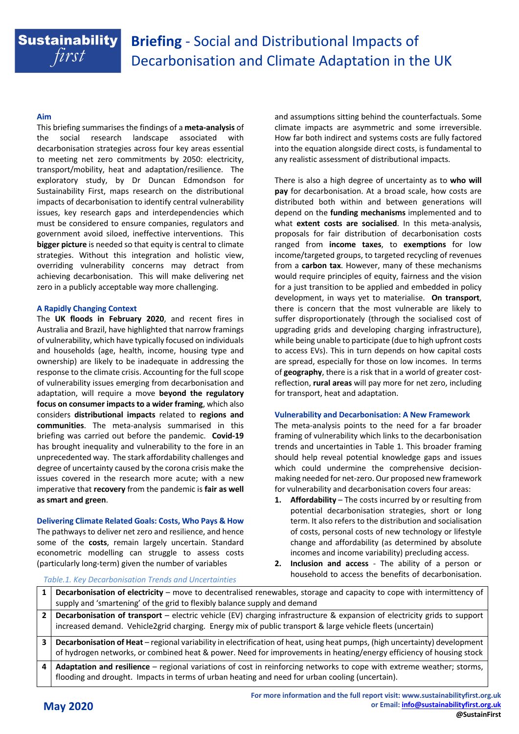# Sustainability first

# Briefing - Social and Distributional Impacts of Decarbonisation and Climate Adaptation in the UK

### Aim

This briefing summarises the findings of a **meta-analysis** of the social research landscape associated with decarbonisation strategies across four key areas essential to meeting net zero commitments by 2050: electricity, transport/mobility, heat and adaptation/resilience. The exploratory study, by Dr Duncan Edmondson for Sustainability First, maps research on the distributional impacts of decarbonisation to identify central vulnerability issues, key research gaps and interdependencies which must be considered to ensure companies, regulators and government avoid siloed, ineffective interventions. This **bigger picture** is needed so that equity is central to climate strategies. Without this integration and holistic view, overriding vulnerability concerns may detract from achieving decarbonisation. This will make delivering net zero in a publicly acceptable way more challenging.

### A Rapidly Changing Context

The **UK floods in February 2020**, and recent fires in Australia and Brazil, have highlighted that narrow framings of vulnerability, which have typically focused on individuals and households (age, health, income, housing type and ownership) are likely to be inadequate in addressing the response to the climate crisis. Accounting for the full scope of vulnerability issues emerging from decarbonisation and adaptation, will require a move **beyond the regulatory focus on consumer impacts to a wider framing**, which also considers **distributional impacts** related to **regions and communities**. The meta-analysis summarised in this briefing was carried out before the pandemic. **Covid-19** has brought inequality and vulnerability to the fore in an unprecedented way. The stark affordability challenges and degree of uncertainty caused by the corona crisis make the issues covered in the research more acute; with a new imperative that **recovery** from the pandemic is **fair as well as smart and green**.

### Delivering Climate Related Goals: Costs, Who Pays & How

The pathways to deliver net zero and resilience, and hence some of the **costs**, remain largely uncertain. Standard econometric modelling can struggle to assess costs (particularly long-term) given the number of variables and assumptions sitting behind the counterfactuals. Some climate impacts are asymmetric and some irreversible. How far both indirect and systems costs are fully factored into the equation alongside direct costs, is fundamental to any realistic assessment of distributional impacts.

There is also a high degree of uncertainty as to **who will pay** for decarbonisation. At a broad scale, how costs are distributed both within and between generations will depend on the **funding mechanisms** implemented and to what **extent costs are socialised**. In this meta-analysis, proposals for fair distribution of decarbonisation costs ranged from **income taxes**, to **exemptions** for low income/targeted groups, to targeted recycling of revenues from a **carbon tax**. However, many of these mechanisms would require principles of equity, fairness and the vision for a just transition to be applied and embedded in policy development, in ways yet to materialise. **On transport**, there is concern that the most vulnerable are likely to suffer disproportionately (through the socialised cost of upgrading grids and developing charging infrastructure), while being unable to participate (due to high upfront costs to access EVs). This in turn depends on how capital costs are spread, especially for those on low incomes. In terms of **geography**, there is a risk that in a world of greater cost-reflection, **rural areas** will pay more for net zero, including for transport, heat and adaptation.

### Vulnerability and Decarbonisation: A New Framework

The meta-analysis points to the need for a far broader framing of vulnerability which links to the decarbonisation trends and uncertainties in Table 1. This broader framing should help reveal potential knowledge gaps and issues which could undermine the comprehensive decision-making needed for net-zero. Our proposed new framework for vulnerability and decarbonisation covers four areas:

1. **Affordability** – The costs incurred by or resulting from potential decarbonisation strategies, short or long term. It also refers to the distribution and socialisation of costs, personal costs of new technology or lifestyle change and affordability (as determined by absolute incomes and income variability) precluding access.
2. **Inclusion and access** - The ability of a person or household to access the benefits of decarbonisation.

*Table.1. Key Decarbonisation Trends and Uncertainties*

| | |
|---|---|
| 1 | **Decarbonisation of electricity** – move to decentralised renewables, storage and capacity to cope with intermittency of supply and 'smartening' of the grid to flexibly balance supply and demand |
| 2 | **Decarbonisation of transport** – electric vehicle (EV) charging infrastructure & expansion of electricity grids to support increased demand. Vehicle2grid charging. Energy mix of public transport & large vehicle fleets (uncertain) |
| 3 | **Decarbonisation of Heat** – regional variability in electrification of heat, using heat pumps, (high uncertainty) development of hydrogen networks, or combined heat & power. Need for improvements in heating/energy efficiency of housing stock |
| 4 | **Adaptation and resilience** – regional variations of cost in reinforcing networks to cope with extreme weather; storms, flooding and drought. Impacts in terms of urban heating and need for urban cooling (uncertain). |

**May 2020**

For more information and the full report visit: www.sustainabilityfirst.org.uk
or Email: info@sustainabilityfirst.org.uk
@SustainFirst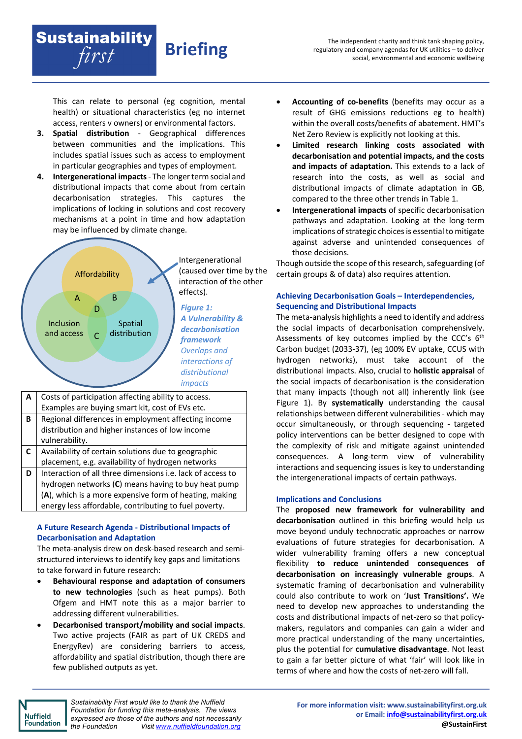This can relate to personal (eg cognition, mental health) or situational characteristics (eg no internet access, renters v owners) or environmental factors.

3. **Spatial distribution** - Geographical differences between communities and the implications. This includes spatial issues such as access to employment in particular geographies and types of employment.
4. **Intergenerational impacts** - The longer term social and distributional impacts that come about from certain decarbonisation strategies. This captures the implications of locking in solutions and cost recovery mechanisms at a point in time and how adaptation may be influenced by climate change.

Affordability

A

B

D

Inclusion and access

C

Spatial distribution

Intergenerational (caused over time by the interaction of the other effects).

***Figure 1: A Vulnerability & decarbonisation framework***
*Overlaps and interactions of distributional impacts*

| | |
|---|---|
| **A** | Costs of participation affecting ability to access. Examples are buying smart kit, cost of EVs etc. |
| **B** | Regional differences in employment affecting income distribution and higher instances of low income vulnerability. |
| **C** | Availability of certain solutions due to geographic placement, e.g. availability of hydrogen networks |
| **D** | Interaction of all three dimensions i.e. lack of access to hydrogen networks (**C**) means having to buy heat pump (**A**), which is a more expensive form of heating, making energy less affordable, contributing to fuel poverty. |

## A Future Research Agenda - Distributional Impacts of Decarbonisation and Adaptation

The meta-analysis drew on desk-based research and semi-structured interviews to identify key gaps and limitations to take forward in future research:

- **Behavioural response and adaptation of consumers to new technologies** (such as heat pumps). Both Ofgem and HMT note this as a major barrier to addressing different vulnerabilities.
- **Decarbonised transport/mobility and social impacts**. Two active projects (FAIR as part of UK CREDS and EnergyRev) are considering barriers to access, affordability and spatial distribution, though there are few published outputs as yet.
- **Accounting of co-benefits** (benefits may occur as a result of GHG emissions reductions eg to health) within the overall costs/benefits of abatement. HMT's Net Zero Review is explicitly not looking at this.
- **Limited research linking costs associated with decarbonisation and potential impacts, and the costs and impacts of adaptation.** This extends to a lack of research into the costs, as well as social and distributional impacts of climate adaptation in GB, compared to the three other trends in Table 1.
- **Intergenerational impacts** of specific decarbonisation pathways and adaptation. Looking at the long-term implications of strategic choices is essential to mitigate against adverse and unintended consequences of those decisions.

Though outside the scope of this research, safeguarding (of certain groups & of data) also requires attention.

## Achieving Decarbonisation Goals – Interdependencies, Sequencing and Distributional Impacts

The meta-analysis highlights a need to identify and address the social impacts of decarbonisation comprehensively. Assessments of key outcomes implied by the CCC's 6th Carbon budget (2033-37), (eg 100% EV uptake, CCUS with hydrogen networks), must take account of the distributional impacts. Also, crucial to **holistic appraisal** of the social impacts of decarbonisation is the consideration that many impacts (though not all) inherently link (see Figure 1). By **systematically** understanding the causal relationships between different vulnerabilities - which may occur simultaneously, or through sequencing - targeted policy interventions can be better designed to cope with the complexity of risk and mitigate against unintended consequences. A long-term view of vulnerability interactions and sequencing issues is key to understanding the intergenerational impacts of certain pathways.

## Implications and Conclusions

The **proposed new framework for vulnerability and decarbonisation** outlined in this briefing would help us move beyond unduly technocratic approaches or narrow evaluations of future strategies for decarbonisation. A wider vulnerability framing offers a new conceptual flexibility **to reduce unintended consequences of decarbonisation on increasingly vulnerable groups**. A systematic framing of decarbonisation and vulnerability could also contribute to work on '**Just Transitions'.** We need to develop new approaches to understanding the costs and distributional impacts of net-zero so that policy-makers, regulators and companies can gain a wider and more practical understanding of the many uncertainties, plus the potential for **cumulative disadvantage**. Not least to gain a far better picture of what 'fair' will look like in terms of where and how the costs of net-zero will fall.

*Sustainability First would like to thank the Nuffield Foundation for funding this meta-analysis. The views expressed are those of the authors and not necessarily the Foundation Visit www.nuffieldfoundation.org*

**For more information visit: www.sustainabilityfirst.org.uk**
**or Email: info@sustainabilityfirst.org.uk**
**@SustainFirst**